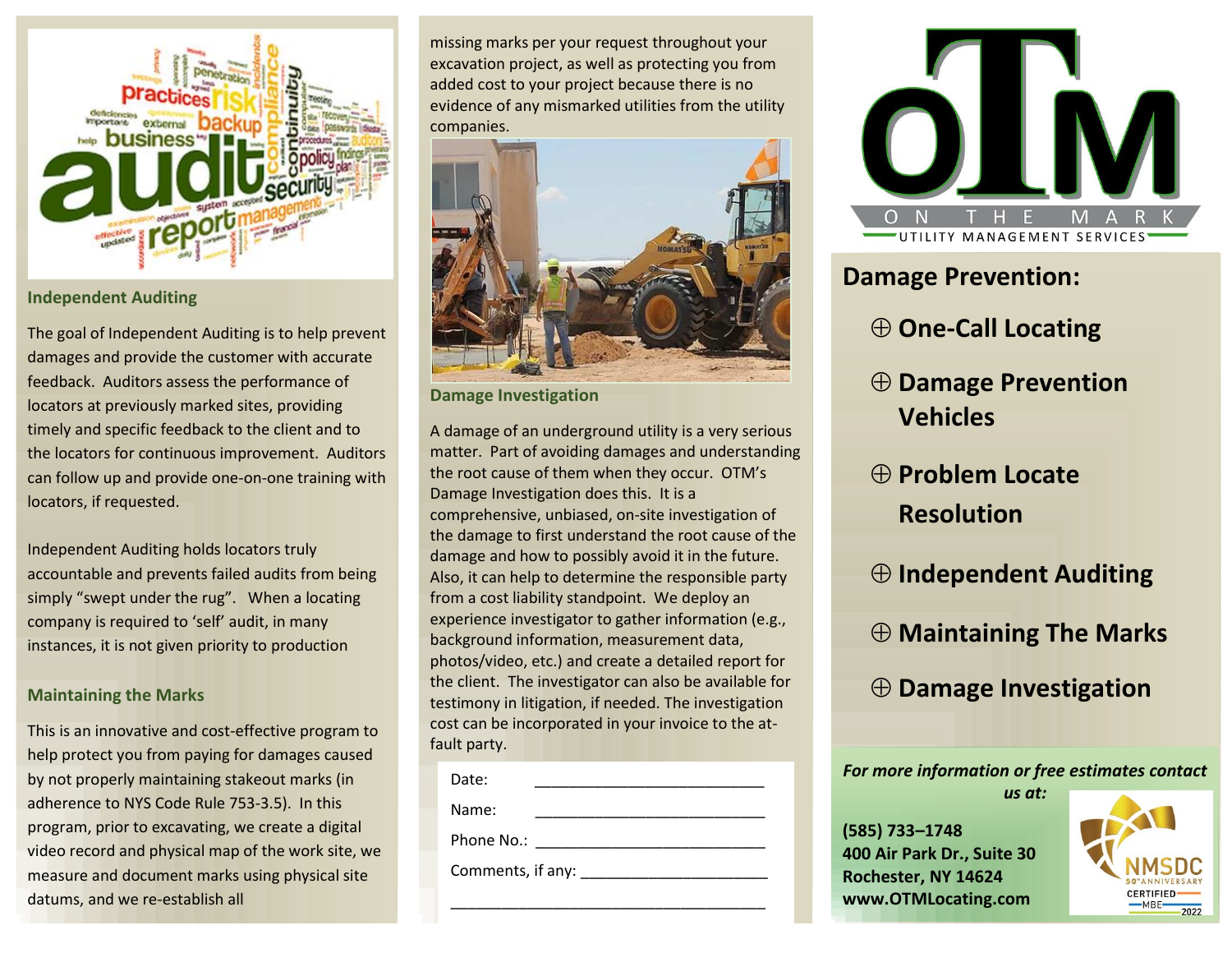## Independent Auditing

The goal of Independent Auditing is to help prevent damages and provide the customer with accurate feedback. Auditors assess the performance of locators at previously marked sites, providing timely and specific feedback to the client and to the locators for continuous improvement. Auditors can follow up and provide one-on-one training with locators, if requested.

Independent Auditing holds locators truly accountable and prevents failed audits from being simply "swept under the rug". When a locating company is required to 'self' audit, in many instances, it is not given priority to production

## Maintaining the Marks

This is an innovative and cost-effective program to help protect you from paying for damages caused by not properly maintaining stakeout marks (in adherence to NYS Code Rule 753-3.5). In this program, prior to excavating, we create a digital video record and physical map of the work site, we measure and document marks using physical site datums, and we re-establish all missing marks per your request throughout your excavation project, as well as protecting you from added cost to your project because there is no evidence of any mismarked utilities from the utility companies.

## Damage Investigation

A damage of an underground utility is a very serious matter. Part of avoiding damages and understanding the root cause of them when they occur. OTM's Damage Investigation does this. It is a comprehensive, unbiased, on-site investigation of the damage to first understand the root cause of the damage and how to possibly avoid it in the future. Also, it can help to determine the responsible party from a cost liability standpoint. We deploy an experience investigator to gather information (e.g., background information, measurement data, photos/video, etc.) and create a detailed report for the client. The investigator can also be available for testimony in litigation, if needed. The investigation cost can be incorporated in your invoice to the at-fault party.

Date: ___________________________

Name: ___________________________

Phone No.: ___________________________

Comments, if any: ______________________

_____________________________________

# OTM

ON THE MARK

UTILITY MANAGEMENT SERVICES

## Damage Prevention:

- **One-Call Locating**
- **Damage Prevention Vehicles**
- **Problem Locate Resolution**
- **Independent Auditing**
- **Maintaining The Marks**
- **Damage Investigation**

***For more information or free estimates contact us at:***

**(585) 733–1748**
**400 Air Park Dr., Suite 30**
**Rochester, NY 14624**
**www.OTMLocating.com**

NMSDC 50th ANNIVERSARY CERTIFIED MBE 2022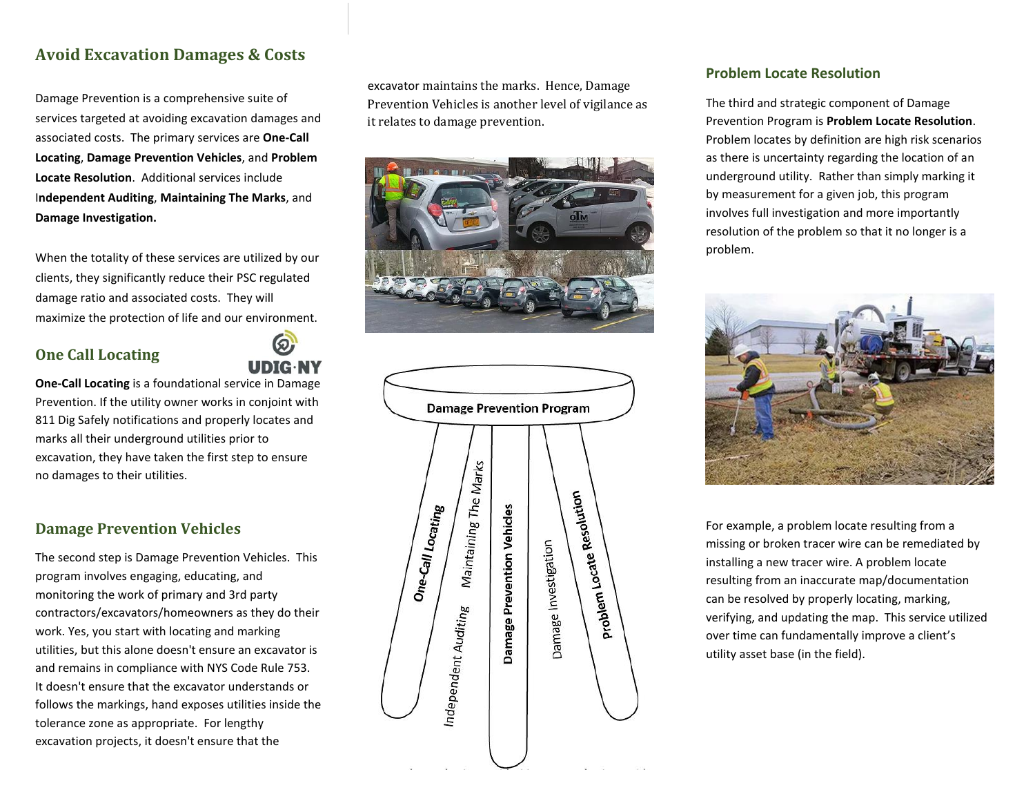## Avoid Excavation Damages & Costs

Damage Prevention is a comprehensive suite of services targeted at avoiding excavation damages and associated costs. The primary services are **One-Call Locating**, **Damage Prevention Vehicles**, and **Problem Locate Resolution**. Additional services include **Independent Auditing**, **Maintaining The Marks**, and **Damage Investigation.**

When the totality of these services are utilized by our clients, they significantly reduce their PSC regulated damage ratio and associated costs. They will maximize the protection of life and our environment.

## One Call Locating

UDIG·NY

**One-Call Locating** is a foundational service in Damage Prevention. If the utility owner works in conjoint with 811 Dig Safely notifications and properly locates and marks all their underground utilities prior to excavation, they have taken the first step to ensure no damages to their utilities.

## Damage Prevention Vehicles

The second step is Damage Prevention Vehicles. This program involves engaging, educating, and monitoring the work of primary and 3rd party contractors/excavators/homeowners as they do their work. Yes, you start with locating and marking utilities, but this alone doesn't ensure an excavator is and remains in compliance with NYS Code Rule 753. It doesn't ensure that the excavator understands or follows the markings, hand exposes utilities inside the tolerance zone as appropriate. For lengthy excavation projects, it doesn't ensure that the excavator maintains the marks. Hence, Damage Prevention Vehicles is another level of vigilance as it relates to damage prevention.

Damage Prevention Program

One-Call Locating

Independent Auditing

Maintaining The Marks

Damage Prevention Vehicles

Damage Investigation

Problem Locate Resolution

## Problem Locate Resolution

The third and strategic component of Damage Prevention Program is **Problem Locate Resolution**. Problem locates by definition are high risk scenarios as there is uncertainty regarding the location of an underground utility. Rather than simply marking it by measurement for a given job, this program involves full investigation and more importantly resolution of the problem so that it no longer is a problem.

For example, a problem locate resulting from a missing or broken tracer wire can be remediated by installing a new tracer wire. A problem locate resulting from an inaccurate map/documentation can be resolved by properly locating, marking, verifying, and updating the map. This service utilized over time can fundamentally improve a client's utility asset base (in the field).